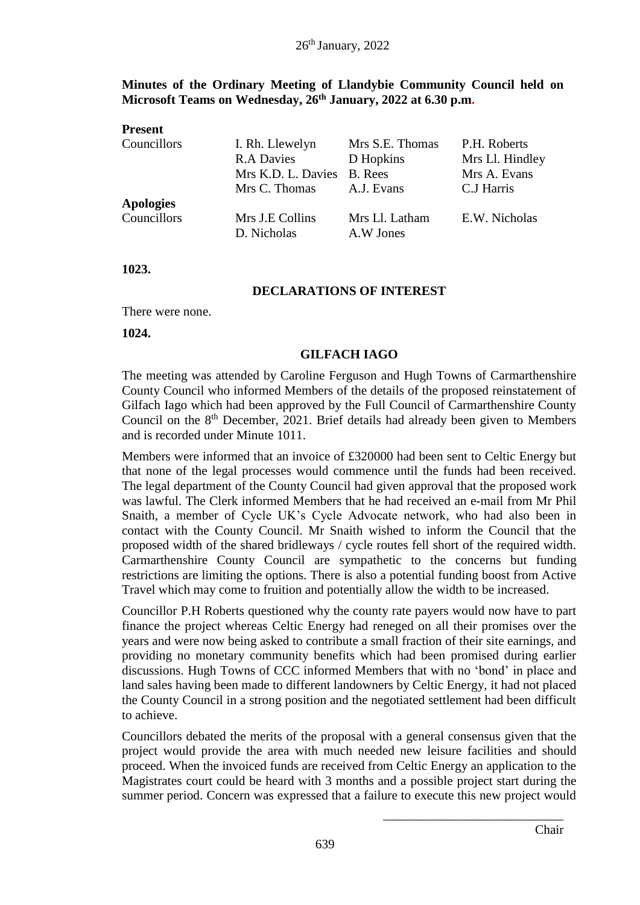**Minutes of the Ordinary Meeting of Llandybie Community Council held on Microsoft Teams on Wednesday, 26th January, 2022 at 6.30 p.m.**

**Present**

| | | | |
|---|---|---|---|
| Councillors | I. Rh. Llewelyn | Mrs S.E. Thomas | P.H. Roberts |
| | R.A Davies | D Hopkins | Mrs Ll. Hindley |
| | Mrs K.D. L. Davies | B. Rees | Mrs A. Evans |
| | Mrs C. Thomas | A.J. Evans | C.J Harris |
| **Apologies** | | | |
| Councillors | Mrs J.E Collins | Mrs Ll. Latham | E.W. Nicholas |
| | D. Nicholas | A.W Jones | |

**1023.**

## DECLARATIONS OF INTEREST

There were none.

**1024.**

## GILFACH IAGO

The meeting was attended by Caroline Ferguson and Hugh Towns of Carmarthenshire County Council who informed Members of the details of the proposed reinstatement of Gilfach Iago which had been approved by the Full Council of Carmarthenshire County Council on the 8th December, 2021. Brief details had already been given to Members and is recorded under Minute 1011.

Members were informed that an invoice of £320000 had been sent to Celtic Energy but that none of the legal processes would commence until the funds had been received. The legal department of the County Council had given approval that the proposed work was lawful. The Clerk informed Members that he had received an e-mail from Mr Phil Snaith, a member of Cycle UK's Cycle Advocate network, who had also been in contact with the County Council. Mr Snaith wished to inform the Council that the proposed width of the shared bridleways / cycle routes fell short of the required width. Carmarthenshire County Council are sympathetic to the concerns but funding restrictions are limiting the options. There is also a potential funding boost from Active Travel which may come to fruition and potentially allow the width to be increased.

Councillor P.H Roberts questioned why the county rate payers would now have to part finance the project whereas Celtic Energy had reneged on all their promises over the years and were now being asked to contribute a small fraction of their site earnings, and providing no monetary community benefits which had been promised during earlier discussions. Hugh Towns of CCC informed Members that with no 'bond' in place and land sales having been made to different landowners by Celtic Energy, it had not placed the County Council in a strong position and the negotiated settlement had been difficult to achieve.

Councillors debated the merits of the proposal with a general consensus given that the project would provide the area with much needed new leisure facilities and should proceed. When the invoiced funds are received from Celtic Energy an application to the Magistrates court could be heard with 3 months and a possible project start during the summer period. Concern was expressed that a failure to execute this new project would

Chair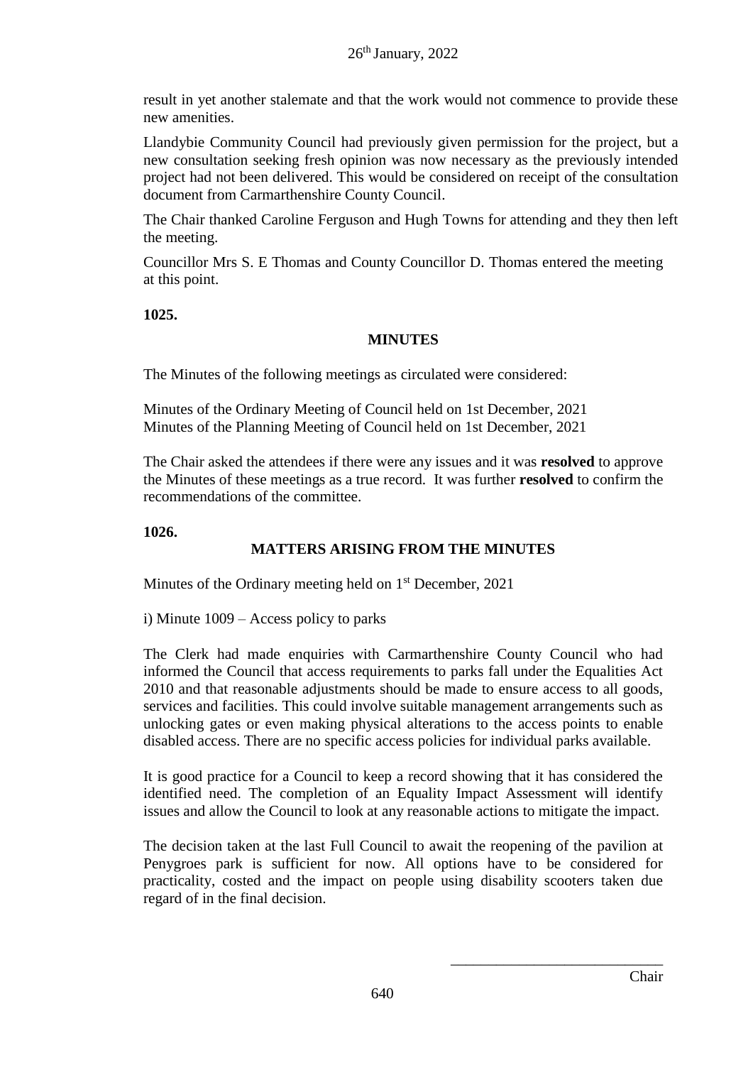result in yet another stalemate and that the work would not commence to provide these new amenities.

Llandybie Community Council had previously given permission for the project, but a new consultation seeking fresh opinion was now necessary as the previously intended project had not been delivered. This would be considered on receipt of the consultation document from Carmarthenshire County Council.

The Chair thanked Caroline Ferguson and Hugh Towns for attending and they then left the meeting.

Councillor Mrs S. E Thomas and County Councillor D. Thomas entered the meeting at this point.

**1025.**

**MINUTES**

The Minutes of the following meetings as circulated were considered:

Minutes of the Ordinary Meeting of Council held on 1st December, 2021
Minutes of the Planning Meeting of Council held on 1st December, 2021

The Chair asked the attendees if there were any issues and it was **resolved** to approve the Minutes of these meetings as a true record. It was further **resolved** to confirm the recommendations of the committee.

**1026.**

**MATTERS ARISING FROM THE MINUTES**

Minutes of the Ordinary meeting held on 1st December, 2021

i) Minute 1009 – Access policy to parks

The Clerk had made enquiries with Carmarthenshire County Council who had informed the Council that access requirements to parks fall under the Equalities Act 2010 and that reasonable adjustments should be made to ensure access to all goods, services and facilities. This could involve suitable management arrangements such as unlocking gates or even making physical alterations to the access points to enable disabled access. There are no specific access policies for individual parks available.

It is good practice for a Council to keep a record showing that it has considered the identified need. The completion of an Equality Impact Assessment will identify issues and allow the Council to look at any reasonable actions to mitigate the impact.

The decision taken at the last Full Council to await the reopening of the pavilion at Penygroes park is sufficient for now. All options have to be considered for practicality, costed and the impact on people using disability scooters taken due regard of in the final decision.

\_\_\_\_\_\_\_\_\_\_\_\_\_\_\_\_\_\_\_\_\_\_\_\_\_\_\_\_
Chair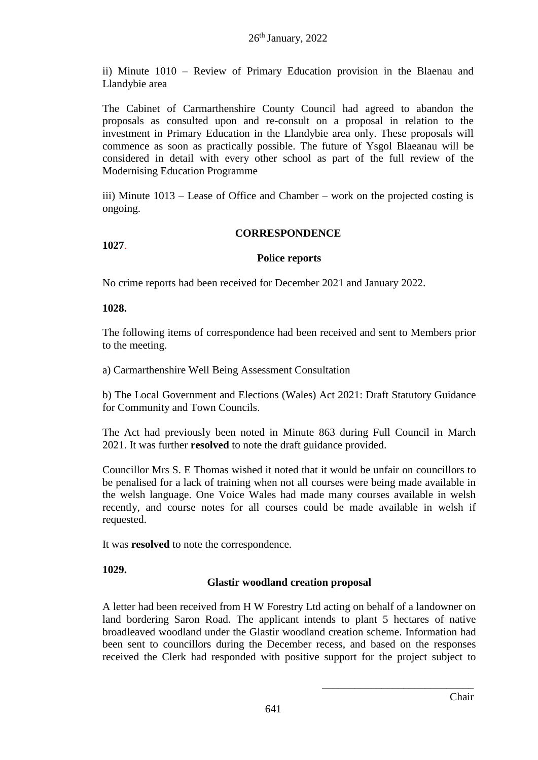26th January, 2022

ii) Minute 1010 – Review of Primary Education provision in the Blaenau and Llandybie area

The Cabinet of Carmarthenshire County Council had agreed to abandon the proposals as consulted upon and re-consult on a proposal in relation to the investment in Primary Education in the Llandybie area only. These proposals will commence as soon as practically possible. The future of Ysgol Blaeanau will be considered in detail with every other school as part of the full review of the Modernising Education Programme

iii) Minute 1013 – Lease of Office and Chamber – work on the projected costing is ongoing.

**CORRESPONDENCE**

**1027.**

**Police reports**

No crime reports had been received for December 2021 and January 2022.

**1028.**

The following items of correspondence had been received and sent to Members prior to the meeting.

a) Carmarthenshire Well Being Assessment Consultation

b) The Local Government and Elections (Wales) Act 2021: Draft Statutory Guidance for Community and Town Councils.

The Act had previously been noted in Minute 863 during Full Council in March 2021. It was further **resolved** to note the draft guidance provided.

Councillor Mrs S. E Thomas wished it noted that it would be unfair on councillors to be penalised for a lack of training when not all courses were being made available in the welsh language. One Voice Wales had made many courses available in welsh recently, and course notes for all courses could be made available in welsh if requested.

It was **resolved** to note the correspondence.

**1029.**

**Glastir woodland creation proposal**

A letter had been received from H W Forestry Ltd acting on behalf of a landowner on land bordering Saron Road. The applicant intends to plant 5 hectares of native broadleaved woodland under the Glastir woodland creation scheme. Information had been sent to councillors during the December recess, and based on the responses received the Clerk had responded with positive support for the project subject to

\_\_\_\_\_\_\_\_\_\_\_\_\_\_\_\_\_\_\_\_\_\_\_\_\_\_\_
Chair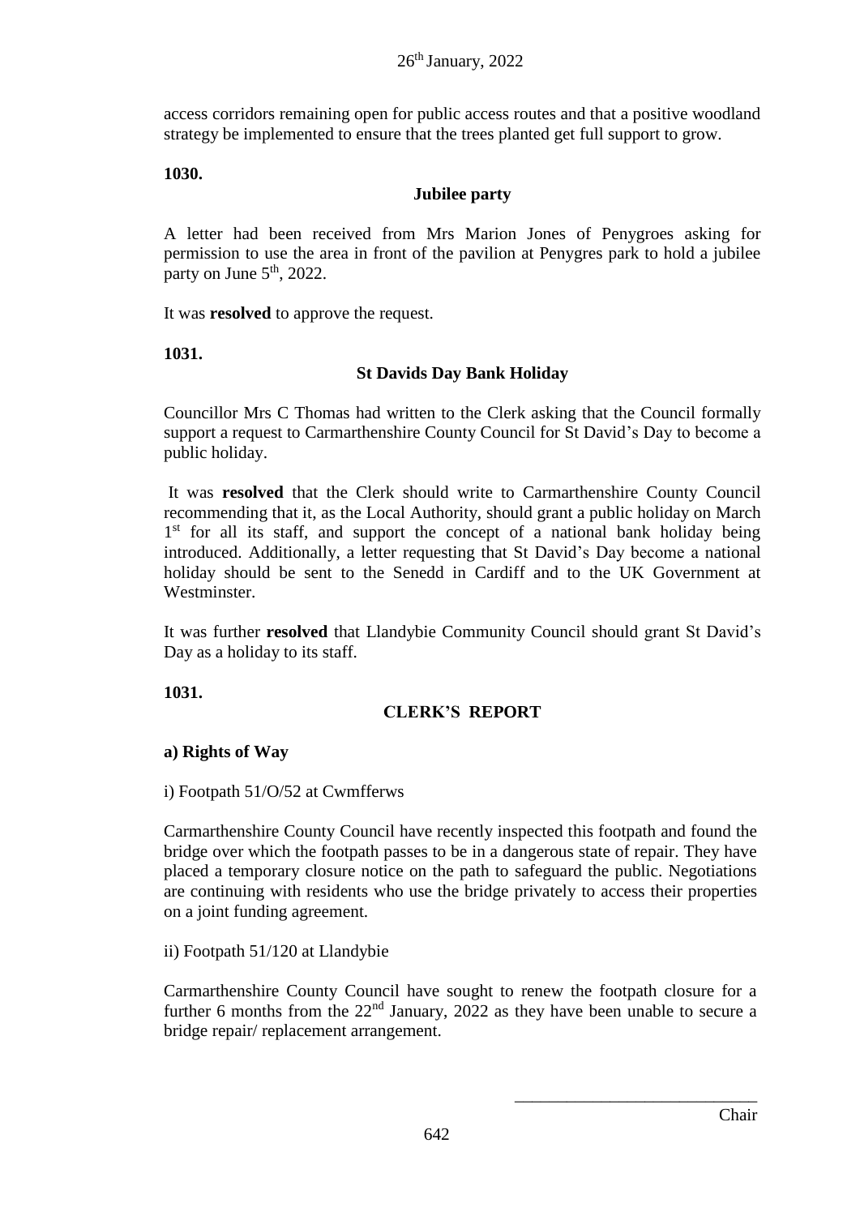access corridors remaining open for public access routes and that a positive woodland strategy be implemented to ensure that the trees planted get full support to grow.

**1030.**

**Jubilee party**

A letter had been received from Mrs Marion Jones of Penygroes asking for permission to use the area in front of the pavilion at Penygres park to hold a jubilee party on June 5th, 2022.

It was **resolved** to approve the request.

**1031.**

**St Davids Day Bank Holiday**

Councillor Mrs C Thomas had written to the Clerk asking that the Council formally support a request to Carmarthenshire County Council for St David's Day to become a public holiday.

It was **resolved** that the Clerk should write to Carmarthenshire County Council recommending that it, as the Local Authority, should grant a public holiday on March 1st for all its staff, and support the concept of a national bank holiday being introduced. Additionally, a letter requesting that St David's Day become a national holiday should be sent to the Senedd in Cardiff and to the UK Government at Westminster.

It was further **resolved** that Llandybie Community Council should grant St David's Day as a holiday to its staff.

**1031.**

**CLERK'S REPORT**

**a) Rights of Way**

i) Footpath 51/O/52 at Cwmfferws

Carmarthenshire County Council have recently inspected this footpath and found the bridge over which the footpath passes to be in a dangerous state of repair. They have placed a temporary closure notice on the path to safeguard the public. Negotiations are continuing with residents who use the bridge privately to access their properties on a joint funding agreement.

ii) Footpath 51/120 at Llandybie

Carmarthenshire County Council have sought to renew the footpath closure for a further 6 months from the 22nd January, 2022 as they have been unable to secure a bridge repair/ replacement arrangement.

\_\_\_\_\_\_\_\_\_\_\_\_\_\_\_\_\_\_\_\_\_\_\_\_\_\_\_\_

Chair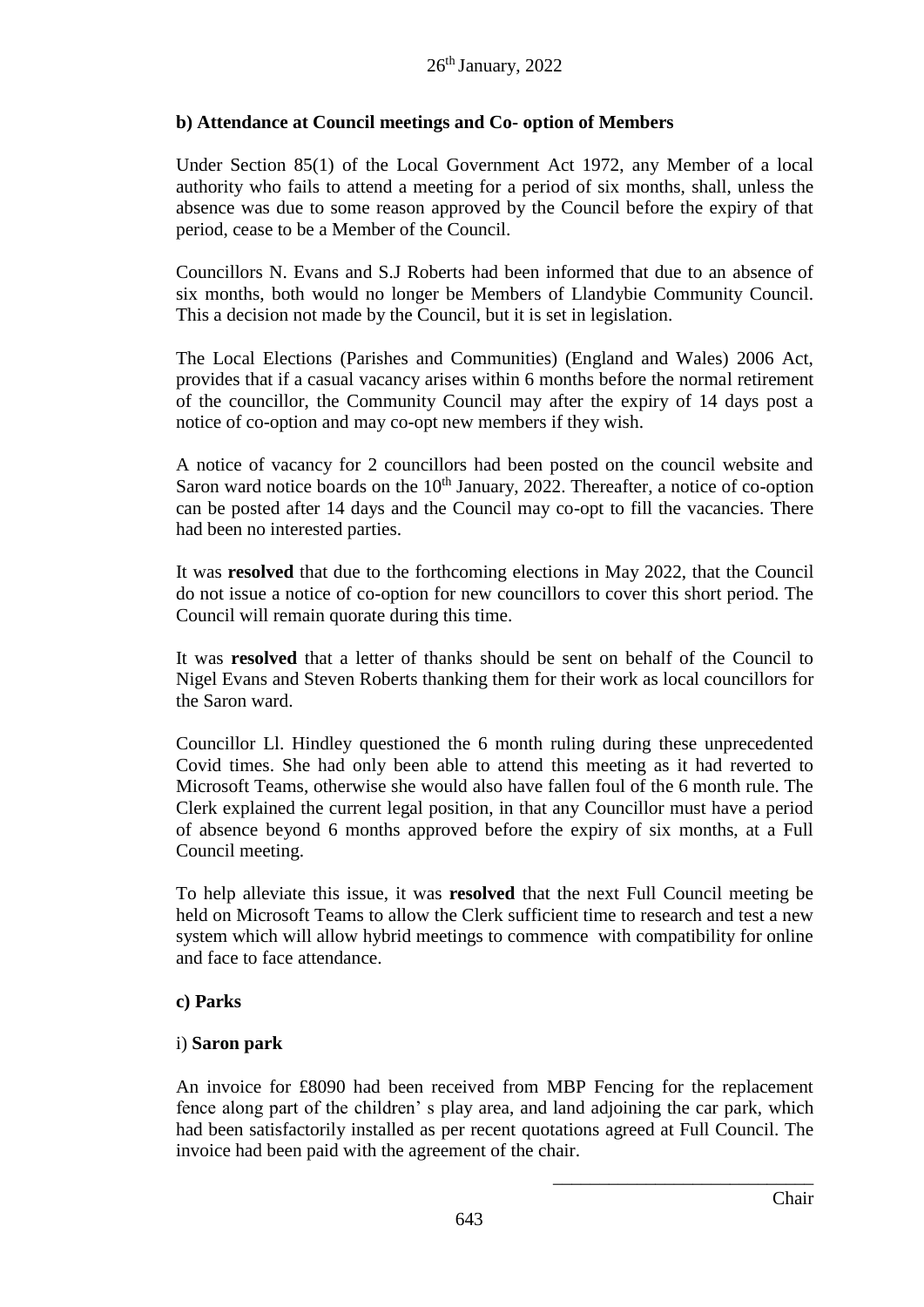### b) Attendance at Council meetings and Co- option of Members

Under Section 85(1) of the Local Government Act 1972, any Member of a local authority who fails to attend a meeting for a period of six months, shall, unless the absence was due to some reason approved by the Council before the expiry of that period, cease to be a Member of the Council.

Councillors N. Evans and S.J Roberts had been informed that due to an absence of six months, both would no longer be Members of Llandybie Community Council. This a decision not made by the Council, but it is set in legislation.

The Local Elections (Parishes and Communities) (England and Wales) 2006 Act, provides that if a casual vacancy arises within 6 months before the normal retirement of the councillor, the Community Council may after the expiry of 14 days post a notice of co-option and may co-opt new members if they wish.

A notice of vacancy for 2 councillors had been posted on the council website and Saron ward notice boards on the 10th January, 2022. Thereafter, a notice of co-option can be posted after 14 days and the Council may co-opt to fill the vacancies. There had been no interested parties.

It was **resolved** that due to the forthcoming elections in May 2022, that the Council do not issue a notice of co-option for new councillors to cover this short period. The Council will remain quorate during this time.

It was **resolved** that a letter of thanks should be sent on behalf of the Council to Nigel Evans and Steven Roberts thanking them for their work as local councillors for the Saron ward.

Councillor Ll. Hindley questioned the 6 month ruling during these unprecedented Covid times. She had only been able to attend this meeting as it had reverted to Microsoft Teams, otherwise she would also have fallen foul of the 6 month rule. The Clerk explained the current legal position, in that any Councillor must have a period of absence beyond 6 months approved before the expiry of six months, at a Full Council meeting.

To help alleviate this issue, it was **resolved** that the next Full Council meeting be held on Microsoft Teams to allow the Clerk sufficient time to research and test a new system which will allow hybrid meetings to commence with compatibility for online and face to face attendance.

### c) Parks

#### i) Saron park

An invoice for £8090 had been received from MBP Fencing for the replacement fence along part of the children' s play area, and land adjoining the car park, which had been satisfactorily installed as per recent quotations agreed at Full Council. The invoice had been paid with the agreement of the chair.

\_\_\_\_\_\_\_\_\_\_\_\_\_\_\_\_\_\_\_\_\_\_\_\_\_\_\_\_

Chair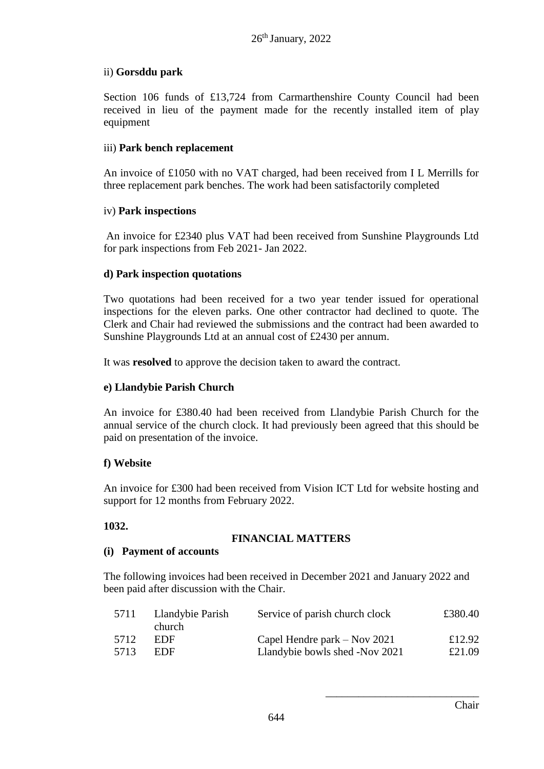26th January, 2022

ii) **Gorsddu park**

Section 106 funds of £13,724 from Carmarthenshire County Council had been received in lieu of the payment made for the recently installed item of play equipment

iii) **Park bench replacement**

An invoice of £1050 with no VAT charged, had been received from I L Merrills for three replacement park benches. The work had been satisfactorily completed

iv) **Park inspections**

An invoice for £2340 plus VAT had been received from Sunshine Playgrounds Ltd for park inspections from Feb 2021- Jan 2022.

**d) Park inspection quotations**

Two quotations had been received for a two year tender issued for operational inspections for the eleven parks. One other contractor had declined to quote. The Clerk and Chair had reviewed the submissions and the contract had been awarded to Sunshine Playgrounds Ltd at an annual cost of £2430 per annum.

It was **resolved** to approve the decision taken to award the contract.

**e) Llandybie Parish Church**

An invoice for £380.40 had been received from Llandybie Parish Church for the annual service of the church clock. It had previously been agreed that this should be paid on presentation of the invoice.

**f) Website**

An invoice for £300 had been received from Vision ICT Ltd for website hosting and support for 12 months from February 2022.

**1032.**

**FINANCIAL MATTERS**

**(i) Payment of accounts**

The following invoices had been received in December 2021 and January 2022 and been paid after discussion with the Chair.

| | | | |
|---|---|---|---|
| 5711 | Llandybie Parish church | Service of parish church clock | £380.40 |
| 5712 | EDF | Capel Hendre park – Nov 2021 | £12.92 |
| 5713 | EDF | Llandybie bowls shed -Nov 2021 | £21.09 |

\_\_\_\_\_\_\_\_\_\_\_\_\_\_\_\_\_\_\_\_\_\_\_\_\_\_\_\_

Chair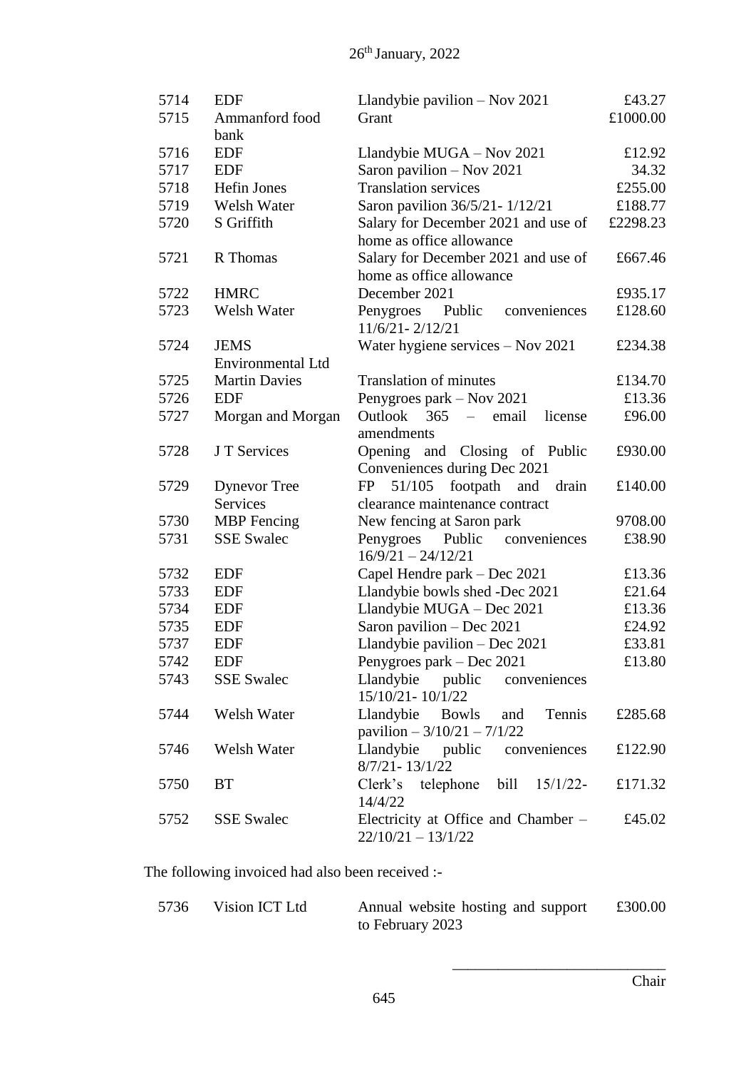26th January, 2022

| | | | |
|---|---|---|---|
| 5714 | EDF | Llandybie pavilion – Nov 2021 | £43.27 |
| 5715 | Ammanford food bank | Grant | £1000.00 |
| 5716 | EDF | Llandybie MUGA – Nov 2021 | £12.92 |
| 5717 | EDF | Saron pavilion – Nov 2021 | 34.32 |
| 5718 | Hefin Jones | Translation services | £255.00 |
| 5719 | Welsh Water | Saron pavilion 36/5/21- 1/12/21 | £188.77 |
| 5720 | S Griffith | Salary for December 2021 and use of home as office allowance | £2298.23 |
| 5721 | R Thomas | Salary for December 2021 and use of home as office allowance | £667.46 |
| 5722 | HMRC | December 2021 | £935.17 |
| 5723 | Welsh Water | Penygroes Public conveniences 11/6/21- 2/12/21 | £128.60 |
| 5724 | JEMS Environmental Ltd | Water hygiene services – Nov 2021 | £234.38 |
| 5725 | Martin Davies | Translation of minutes | £134.70 |
| 5726 | EDF | Penygroes park – Nov 2021 | £13.36 |
| 5727 | Morgan and Morgan | Outlook 365 – email license amendments | £96.00 |
| 5728 | J T Services | Opening and Closing of Public Conveniences during Dec 2021 | £930.00 |
| 5729 | Dynevor Tree Services | FP 51/105 footpath and drain clearance maintenance contract | £140.00 |
| 5730 | MBP Fencing | New fencing at Saron park | 9708.00 |
| 5731 | SSE Swalec | Penygroes Public conveniences 16/9/21 – 24/12/21 | £38.90 |
| 5732 | EDF | Capel Hendre park – Dec 2021 | £13.36 |
| 5733 | EDF | Llandybie bowls shed -Dec 2021 | £21.64 |
| 5734 | EDF | Llandybie MUGA – Dec 2021 | £13.36 |
| 5735 | EDF | Saron pavilion – Dec 2021 | £24.92 |
| 5737 | EDF | Llandybie pavilion – Dec 2021 | £33.81 |
| 5742 | EDF | Penygroes park – Dec 2021 | £13.80 |
| 5743 | SSE Swalec | Llandybie public conveniences 15/10/21- 10/1/22 | |
| 5744 | Welsh Water | Llandybie Bowls and Tennis pavilion – 3/10/21 – 7/1/22 | £285.68 |
| 5746 | Welsh Water | Llandybie public conveniences 8/7/21- 13/1/22 | £122.90 |
| 5750 | BT | Clerk's telephone bill 15/1/22- 14/4/22 | £171.32 |
| 5752 | SSE Swalec | Electricity at Office and Chamber – 22/10/21 – 13/1/22 | £45.02 |

The following invoiced had also been received :-

| | | | |
|---|---|---|---|
| 5736 | Vision ICT Ltd | Annual website hosting and support to February 2023 | £300.00 |

\_\_\_\_\_\_\_\_\_\_\_\_\_\_\_\_\_\_\_\_\_\_\_\_\_\_\_\_

Chair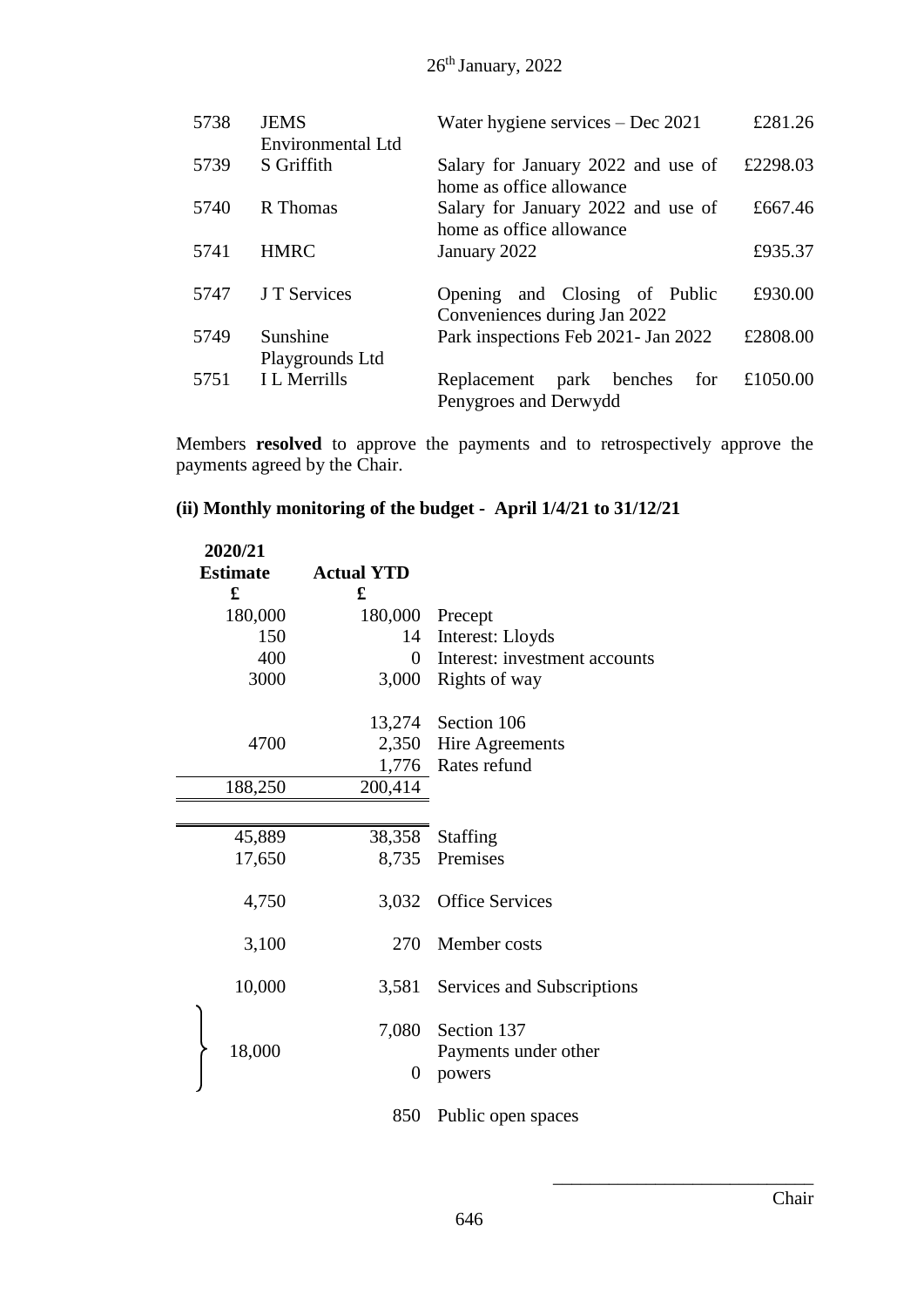26th January, 2022

| | | | |
|---|---|---|---|
| 5738 | JEMS Environmental Ltd | Water hygiene services – Dec 2021 | £281.26 |
| 5739 | S Griffith | Salary for January 2022 and use of home as office allowance | £2298.03 |
| 5740 | R Thomas | Salary for January 2022 and use of home as office allowance | £667.46 |
| 5741 | HMRC | January 2022 | £935.37 |
| 5747 | J T Services | Opening and Closing of Public Conveniences during Jan 2022 | £930.00 |
| 5749 | Sunshine Playgrounds Ltd | Park inspections Feb 2021- Jan 2022 | £2808.00 |
| 5751 | I L Merrills | Replacement park benches for Penygroes and Derwydd | £1050.00 |

Members **resolved** to approve the payments and to retrospectively approve the payments agreed by the Chair.

**(ii) Monthly monitoring of the budget - April 1/4/21 to 31/12/21**

| 2020/21 Estimate £ | Actual YTD £ | |
|---|---|---|
| 180,000 | 180,000 | Precept |
| 150 | 14 | Interest: Lloyds |
| 400 | 0 | Interest: investment accounts |
| 3000 | 3,000 | Rights of way |
| | 13,274 | Section 106 |
| 4700 | 2,350 | Hire Agreements |
| | 1,776 | Rates refund |
| 188,250 | 200,414 | |
| 45,889 | 38,358 | Staffing |
| 17,650 | 8,735 | Premises |
| 4,750 | 3,032 | Office Services |
| 3,100 | 270 | Member costs |
| 10,000 | 3,581 | Services and Subscriptions |
| 18,000 | 7,080 | Section 137 |
| | 0 | Payments under other powers |
| | 850 | Public open spaces |

Chair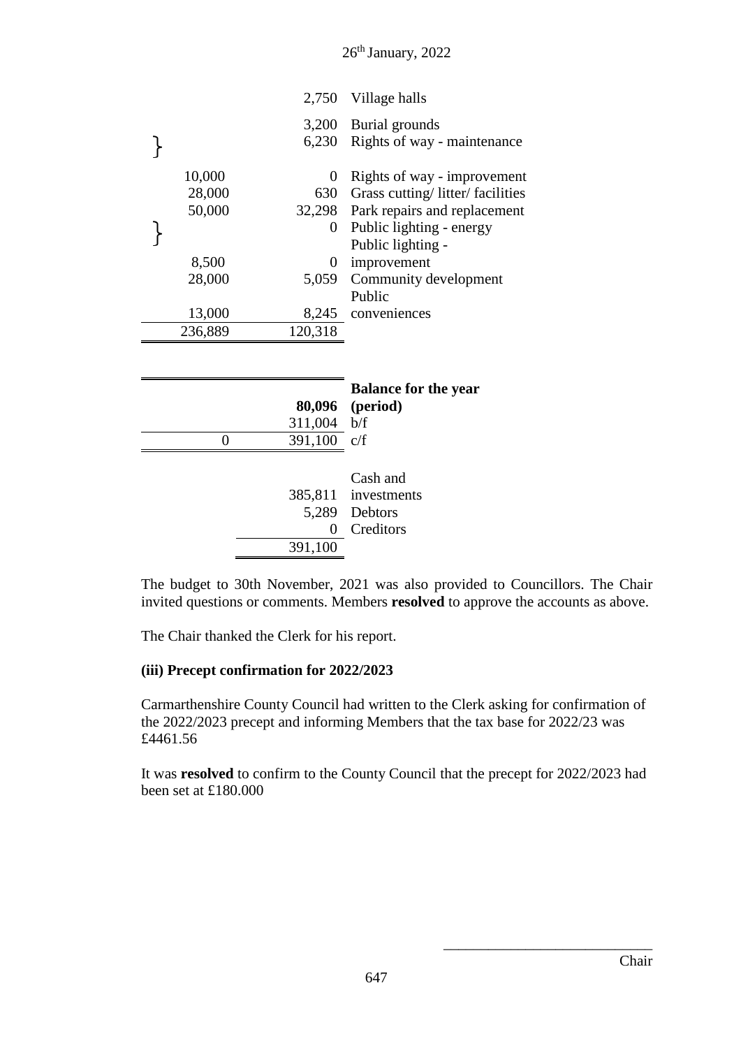| | | |
|---|---|---|
| | 2,750 | Village halls |
| | 3,200 | Burial grounds |
| } | 6,230 | Rights of way - maintenance |
| 10,000 | 0 | Rights of way - improvement |
| 28,000 | 630 | Grass cutting/ litter/ facilities |
| 50,000 | 32,298 | Park repairs and replacement |
| } | 0 | Public lighting - energy |
| 8,500 | 0 | Public lighting - improvement |
| 28,000 | 5,059 | Community development |
| 13,000 | 8,245 | Public conveniences |
| 236,889 | 120,318 | |

| | | |
|---|---|---|
| | **80,096** | **Balance for the year (period)** |
| | 311,004 | b/f |
| 0 | 391,100 | c/f |

| | |
|---|---|
| 385,811 | Cash and investments |
| 5,289 | Debtors |
| 0 | Creditors |
| 391,100 | |

The budget to 30th November, 2021 was also provided to Councillors. The Chair invited questions or comments. Members **resolved** to approve the accounts as above.

The Chair thanked the Clerk for his report.

**(iii) Precept confirmation for 2022/2023**

Carmarthenshire County Council had written to the Clerk asking for confirmation of the 2022/2023 precept and informing Members that the tax base for 2022/23 was £4461.56

It was **resolved** to confirm to the County Council that the precept for 2022/2023 had been set at £180.000

\_\_\_\_\_\_\_\_\_\_\_\_\_\_\_\_\_\_\_\_\_\_\_\_\_\_\_\_\_\_

Chair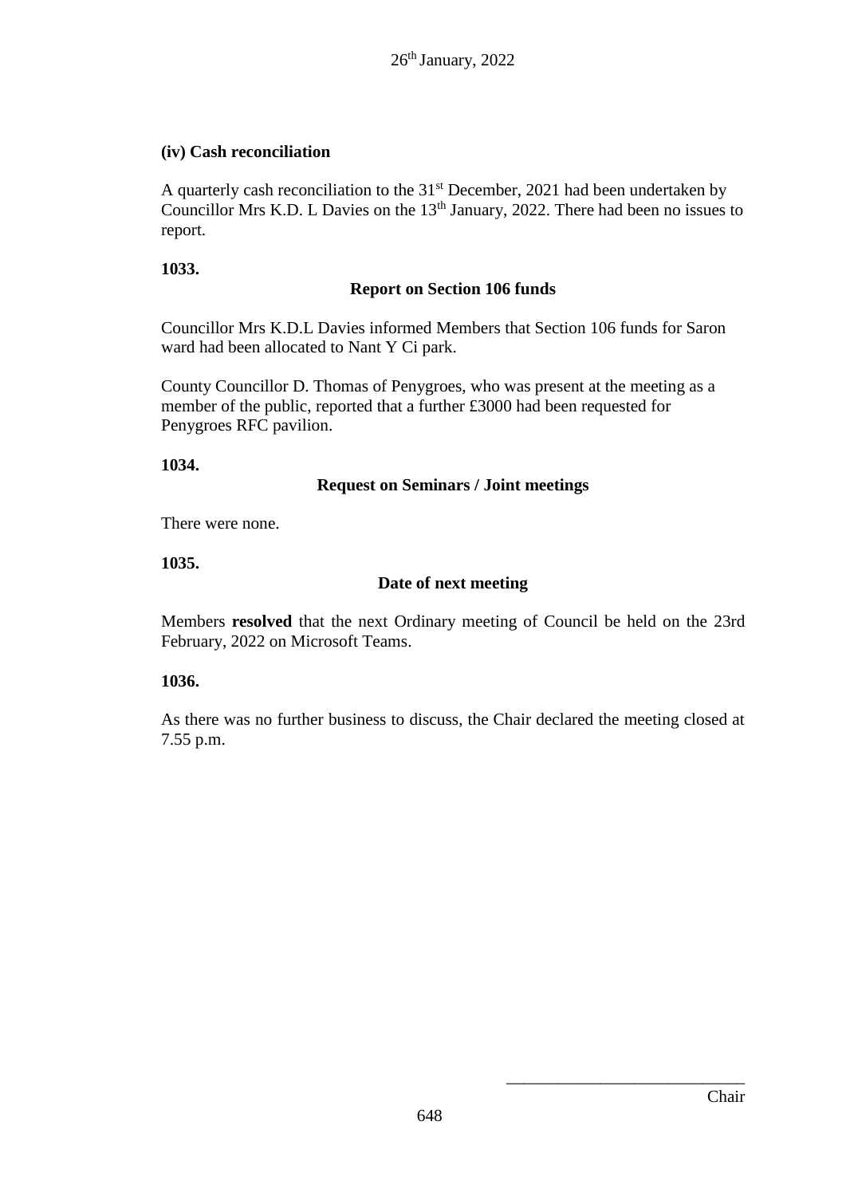### (iv) Cash reconciliation

A quarterly cash reconciliation to the 31st December, 2021 had been undertaken by Councillor Mrs K.D. L Davies on the 13th January, 2022. There had been no issues to report.

**1033.**

### Report on Section 106 funds

Councillor Mrs K.D.L Davies informed Members that Section 106 funds for Saron ward had been allocated to Nant Y Ci park.

County Councillor D. Thomas of Penygroes, who was present at the meeting as a member of the public, reported that a further £3000 had been requested for Penygroes RFC pavilion.

**1034.**

### Request on Seminars / Joint meetings

There were none.

**1035.**

### Date of next meeting

Members **resolved** that the next Ordinary meeting of Council be held on the 23rd February, 2022 on Microsoft Teams.

**1036.**

As there was no further business to discuss, the Chair declared the meeting closed at 7.55 p.m.

\_\_\_\_\_\_\_\_\_\_\_\_\_\_\_\_\_\_\_\_\_\_\_\_\_\_\_\_

Chair